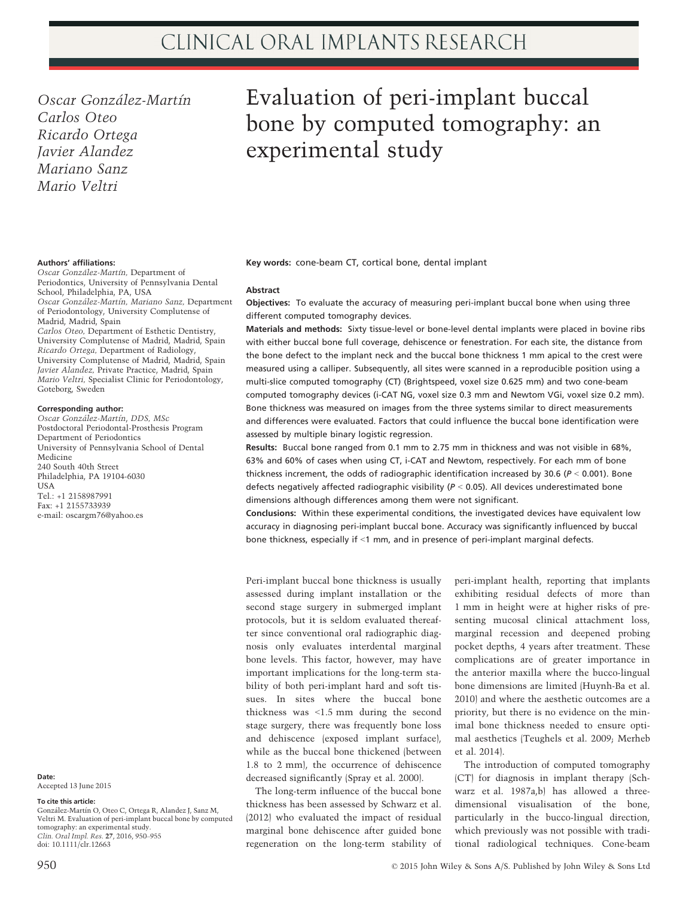# Evaluation of peri-implant buccal bone by computed tomography: an experimental study

*Oscar González-Martín*
*Carlos Oteo*
*Ricardo Ortega*
*Javier Alandez*
*Mariano Sanz*
*Mario Veltri*

**Authors' affiliations:**
*Oscar González-Martín*, Department of Periodontics, University of Pennsylvania Dental School, Philadelphia, PA, USA
*Oscar González-Martín, Mariano Sanz*, Department of Periodontology, University Complutense of Madrid, Madrid, Spain
*Carlos Oteo*, Department of Esthetic Dentistry, University Complutense of Madrid, Madrid, Spain
*Ricardo Ortega*, Department of Radiology, University Complutense of Madrid, Madrid, Spain
*Javier Alandez*, Private Practice, Madrid, Spain
*Mario Veltri*, Specialist Clinic for Periodontology, Goteborg, Sweden

**Corresponding author:**
*Oscar González-Martín*, DDS, MSc
Postdoctoral Periodontal-Prosthesis Program
Department of Periodontics
University of Pennsylvania School of Dental Medicine
240 South 40th Street
Philadelphia, PA 19104-6030
USA
Tel.: +1 2158987991
Fax: +1 2155733939
e-mail: oscargm76@yahoo.es

**Key words:** cone-beam CT, cortical bone, dental implant

## Abstract

**Objectives:** To evaluate the accuracy of measuring peri-implant buccal bone when using three different computed tomography devices.

**Materials and methods:** Sixty tissue-level or bone-level dental implants were placed in bovine ribs with either buccal bone full coverage, dehiscence or fenestration. For each site, the distance from the bone defect to the implant neck and the buccal bone thickness 1 mm apical to the crest were measured using a calliper. Subsequently, all sites were scanned in a reproducible position using a multi-slice computed tomography (CT) (Brightspeed, voxel size 0.625 mm) and two cone-beam computed tomography devices (i-CAT NG, voxel size 0.3 mm and Newtom VGi, voxel size 0.2 mm). Bone thickness was measured on images from the three systems similar to direct measurements and differences were evaluated. Factors that could influence the buccal bone identification were assessed by multiple binary logistic regression.

**Results:** Buccal bone ranged from 0.1 mm to 2.75 mm in thickness and was not visible in 68%, 63% and 60% of cases when using CT, i-CAT and Newtom, respectively. For each mm of bone thickness increment, the odds of radiographic identification increased by 30.6 ($P < 0.001$). Bone defects negatively affected radiographic visibility ($P < 0.05$). All devices underestimated bone dimensions although differences among them were not significant.

**Conclusions:** Within these experimental conditions, the investigated devices have equivalent low accuracy in diagnosing peri-implant buccal bone. Accuracy was significantly influenced by buccal bone thickness, especially if <1 mm, and in presence of peri-implant marginal defects.

**Date:**
Accepted 13 June 2015

**To cite this article:**
González-Martín O, Oteo C, Ortega R, Alandez J, Sanz M, Veltri M. Evaluation of peri-implant buccal bone by computed tomography: an experimental study.
*Clin. Oral Impl. Res.* **27**, 2016, 950–955
doi: 10.1111/clr.12663

Peri-implant buccal bone thickness is usually assessed during implant installation or the second stage surgery in submerged implant protocols, but it is seldom evaluated thereafter since conventional oral radiographic diagnosis only evaluates interdental marginal bone levels. This factor, however, may have important implications for the long-term stability of both peri-implant hard and soft tissues. In sites where the buccal bone thickness was <1.5 mm during the second stage surgery, there was frequently bone loss and dehiscence (exposed implant surface), while as the buccal bone thickened (between 1.8 to 2 mm), the occurrence of dehiscence decreased significantly (Spray et al. 2000).

The long-term influence of the buccal bone thickness has been assessed by Schwarz et al. (2012) who evaluated the impact of residual marginal bone dehiscence after guided bone regeneration on the long-term stability of peri-implant health, reporting that implants exhibiting residual defects of more than 1 mm in height were at higher risks of presenting mucosal clinical attachment loss, marginal recession and deepened probing pocket depths, 4 years after treatment. These complications are of greater importance in the anterior maxilla where the bucco-lingual bone dimensions are limited (Huynh-Ba et al. 2010) and where the aesthetic outcomes are a priority, but there is no evidence on the minimal bone thickness needed to ensure optimal aesthetics (Teughels et al. 2009; Merheb et al. 2014).

The introduction of computed tomography (CT) for diagnosis in implant therapy (Schwarz et al. 1987a,b) has allowed a three-dimensional visualisation of the bone, particularly in the bucco-lingual direction, which previously was not possible with traditional radiological techniques. Cone-beam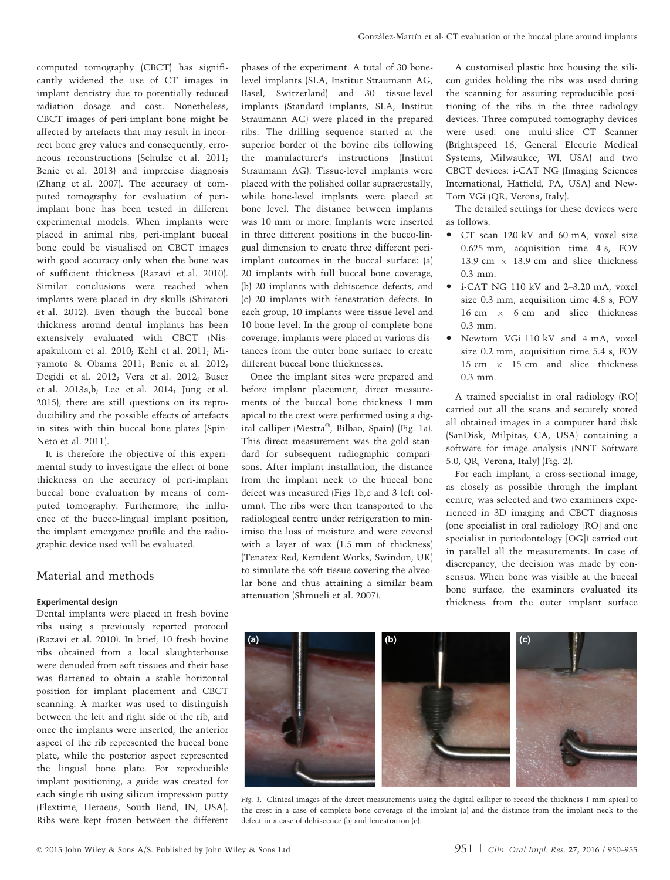computed tomography (CBCT) has significantly widened the use of CT images in implant dentistry due to potentially reduced radiation dosage and cost. Nonetheless, CBCT images of peri-implant bone might be affected by artefacts that may result in incorrect bone grey values and consequently, erroneous reconstructions (Schulze et al. 2011; Benic et al. 2013) and imprecise diagnosis (Zhang et al. 2007). The accuracy of computed tomography for evaluation of peri-implant bone has been tested in different experimental models. When implants were placed in animal ribs, peri-implant buccal bone could be visualised on CBCT images with good accuracy only when the bone was of sufficient thickness (Razavi et al. 2010). Similar conclusions were reached when implants were placed in dry skulls (Shiratori et al. 2012). Even though the buccal bone thickness around dental implants has been extensively evaluated with CBCT (Nisapakultorn et al. 2010; Kehl et al. 2011; Miyamoto & Obama 2011; Benic et al. 2012; Degidi et al. 2012; Vera et al. 2012; Buser et al. 2013a,b; Lee et al. 2014; Jung et al. 2015), there are still questions on its reproducibility and the possible effects of artefacts in sites with thin buccal bone plates (Spin-Neto et al. 2011).

It is therefore the objective of this experimental study to investigate the effect of bone thickness on the accuracy of peri-implant buccal bone evaluation by means of computed tomography. Furthermore, the influence of the bucco-lingual implant position, the implant emergence profile and the radiographic device used will be evaluated.

## Material and methods

### Experimental design

Dental implants were placed in fresh bovine ribs using a previously reported protocol (Razavi et al. 2010). In brief, 10 fresh bovine ribs obtained from a local slaughterhouse were denuded from soft tissues and their base was flattened to obtain a stable horizontal position for implant placement and CBCT scanning. A marker was used to distinguish between the left and right side of the rib, and once the implants were inserted, the anterior aspect of the rib represented the buccal bone plate, while the posterior aspect represented the lingual bone plate. For reproducible implant positioning, a guide was created for each single rib using silicon impression putty (Flextime, Heraeus, South Bend, IN, USA). Ribs were kept frozen between the different phases of the experiment. A total of 30 bone-level implants (SLA, Institut Straumann AG, Basel, Switzerland) and 30 tissue-level implants (Standard implants, SLA, Institut Straumann AG) were placed in the prepared ribs. The drilling sequence started at the superior border of the bovine ribs following the manufacturer's instructions (Institut Straumann AG). Tissue-level implants were placed with the polished collar supracrestally, while bone-level implants were placed at bone level. The distance between implants was 10 mm or more. Implants were inserted in three different positions in the bucco-lingual dimension to create three different peri-implant outcomes in the buccal surface: (a) 20 implants with full buccal bone coverage, (b) 20 implants with dehiscence defects, and (c) 20 implants with fenestration defects. In each group, 10 implants were tissue level and 10 bone level. In the group of complete bone coverage, implants were placed at various distances from the outer bone surface to create different buccal bone thicknesses.

Once the implant sites were prepared and before implant placement, direct measurements of the buccal bone thickness 1 mm apical to the crest were performed using a digital calliper (Mestra®, Bilbao, Spain) (Fig. 1a). This direct measurement was the gold standard for subsequent radiographic comparisons. After implant installation, the distance from the implant neck to the buccal bone defect was measured (Figs 1b,c and 3 left column). The ribs were then transported to the radiological centre under refrigeration to minimise the loss of moisture and were covered with a layer of wax (1.5 mm of thickness) (Tenatex Red, Kemdent Works, Swindon, UK) to simulate the soft tissue covering the alveolar bone and thus attaining a similar beam attenuation (Shmueli et al. 2007).

A customised plastic box housing the silicon guides holding the ribs was used during the scanning for assuring reproducible positioning of the ribs in the three radiology devices. Three computed tomography devices were used: one multi-slice CT Scanner (Brightspeed 16, General Electric Medical Systems, Milwaukee, WI, USA) and two CBCT devices: i-CAT NG (Imaging Sciences International, Hatfield, PA, USA) and NewTom VGi (QR, Verona, Italy).

The detailed settings for these devices were as follows:

- CT scan 120 kV and 60 mA, voxel size 0.625 mm, acquisition time 4 s, FOV 13.9 cm × 13.9 cm and slice thickness 0.3 mm.
- i-CAT NG 110 kV and 2–3.20 mA, voxel size 0.3 mm, acquisition time 4.8 s, FOV 16 cm × 6 cm and slice thickness 0.3 mm.
- Newtom VGi 110 kV and 4 mA, voxel size 0.2 mm, acquisition time 5.4 s, FOV 15 cm × 15 cm and slice thickness 0.3 mm.

A trained specialist in oral radiology (RO) carried out all the scans and securely stored all obtained images in a computer hard disk (SanDisk, Milpitas, CA, USA) containing a software for image analysis (NNT Software 5.0, QR, Verona, Italy) (Fig. 2).

For each implant, a cross-sectional image, as closely as possible through the implant centre, was selected and two examiners experienced in 3D imaging and CBCT diagnosis (one specialist in oral radiology [RO] and one specialist in periodontology [OG]) carried out in parallel all the measurements. In case of discrepancy, the decision was made by consensus. When bone was visible at the buccal bone surface, the examiners evaluated its thickness from the outer implant surface

*Fig. 1.* Clinical images of the direct measurements using the digital calliper to record the thickness 1 mm apical to the crest in a case of complete bone coverage of the implant (a) and the distance from the implant neck to the defect in a case of dehiscence (b) and fenestration (c).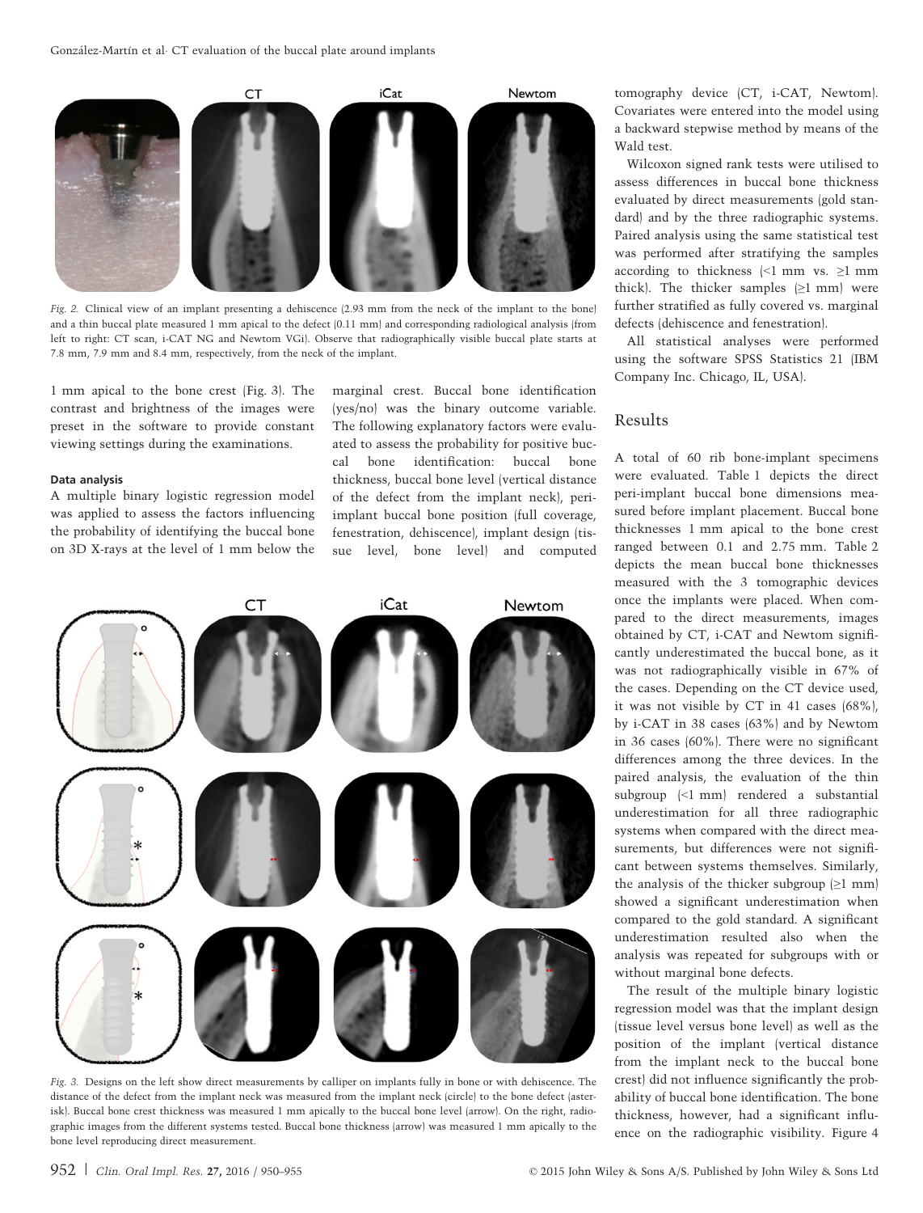Fig. 2. Clinical view of an implant presenting a dehiscence (2.93 mm from the neck of the implant to the bone) and a thin buccal plate measured 1 mm apical to the defect (0.11 mm) and corresponding radiological analysis (from left to right: CT scan, i-CAT NG and Newtom VGi). Observe that radiographically visible buccal plate starts at 7.8 mm, 7.9 mm and 8.4 mm, respectively, from the neck of the implant.

1 mm apical to the bone crest (Fig. 3). The contrast and brightness of the images were preset in the software to provide constant viewing settings during the examinations.

#### Data analysis

A multiple binary logistic regression model was applied to assess the factors influencing the probability of identifying the buccal bone on 3D X-rays at the level of 1 mm below the marginal crest. Buccal bone identification (yes/no) was the binary outcome variable. The following explanatory factors were evaluated to assess the probability for positive buccal bone identification: buccal bone thickness, buccal bone level (vertical distance of the defect from the implant neck), peri-implant buccal bone position (full coverage, fenestration, dehiscence), implant design (tissue level, bone level) and computed tomography device (CT, i-CAT, Newtom). Covariates were entered into the model using a backward stepwise method by means of the Wald test.

Wilcoxon signed rank tests were utilised to assess differences in buccal bone thickness evaluated by direct measurements (gold standard) and by the three radiographic systems. Paired analysis using the same statistical test was performed after stratifying the samples according to thickness (<1 mm vs. ≥1 mm thick). The thicker samples (≥1 mm) were further stratified as fully covered vs. marginal defects (dehiscence and fenestration).

All statistical analyses were performed using the software SPSS Statistics 21 (IBM Company Inc. Chicago, IL, USA).

Fig. 3. Designs on the left show direct measurements by calliper on implants fully in bone or with dehiscence. The distance of the defect from the implant neck was measured from the implant neck (circle) to the bone defect (asterisk). Buccal bone crest thickness was measured 1 mm apically to the buccal bone level (arrow). On the right, radiographic images from the different systems tested. Buccal bone thickness (arrow) was measured 1 mm apically to the bone level reproducing direct measurement.

## Results

A total of 60 rib bone-implant specimens were evaluated. Table 1 depicts the direct peri-implant buccal bone dimensions measured before implant placement. Buccal bone thicknesses 1 mm apical to the bone crest ranged between 0.1 and 2.75 mm. Table 2 depicts the mean buccal bone thicknesses measured with the 3 tomographic devices once the implants were placed. When compared to the direct measurements, images obtained by CT, i-CAT and Newtom significantly underestimated the buccal bone, as it was not radiographically visible in 67% of the cases. Depending on the CT device used, it was not visible by CT in 41 cases (68%), by i-CAT in 38 cases (63%) and by Newtom in 36 cases (60%). There were no significant differences among the three devices. In the paired analysis, the evaluation of the thin subgroup (<1 mm) rendered a substantial underestimation for all three radiographic systems when compared with the direct measurements, but differences were not significant between systems themselves. Similarly, the analysis of the thicker subgroup (≥1 mm) showed a significant underestimation when compared to the gold standard. A significant underestimation resulted also when the analysis was repeated for subgroups with or without marginal bone defects.

The result of the multiple binary logistic regression model was that the implant design (tissue level versus bone level) as well as the position of the implant (vertical distance from the implant neck to the buccal bone crest) did not influence significantly the probability of buccal bone identification. The bone thickness, however, had a significant influence on the radiographic visibility. Figure 4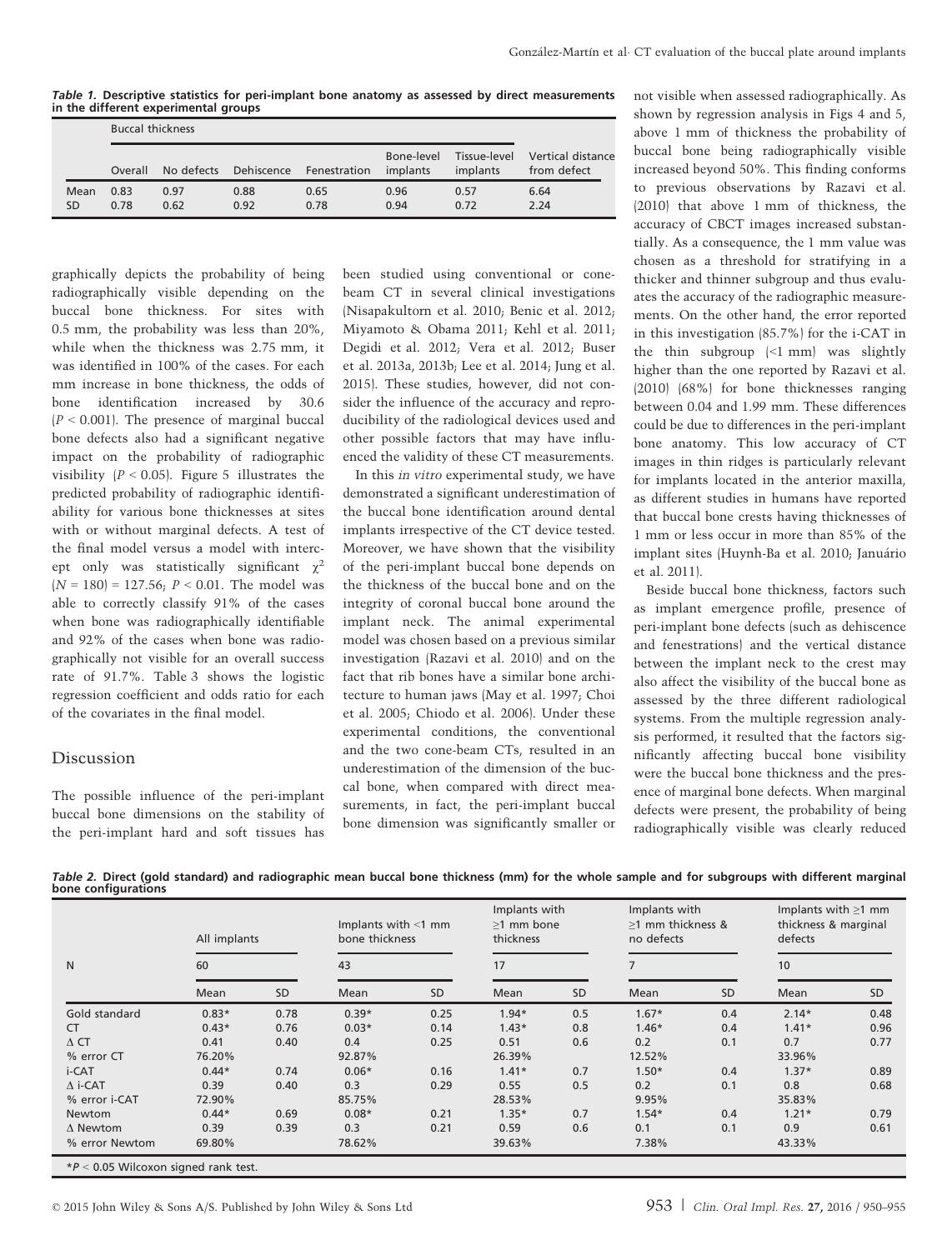**Table 1. Descriptive statistics for peri-implant bone anatomy as assessed by direct measurements in the different experimental groups**

| | Buccal thickness | | | | | | |
|---|---|---|---|---|---|---|---|
| | Overall | No defects | Dehiscence | Fenestration | Bone-level implants | Tissue-level implants | Vertical distance from defect |
| Mean | 0.83 | 0.97 | 0.88 | 0.65 | 0.96 | 0.57 | 6.64 |
| SD | 0.78 | 0.62 | 0.92 | 0.78 | 0.94 | 0.72 | 2.24 |

graphically depicts the probability of being radiographically visible depending on the buccal bone thickness. For sites with 0.5 mm, the probability was less than 20%, while when the thickness was 2.75 mm, it was identified in 100% of the cases. For each mm increase in bone thickness, the odds of bone identification increased by 30.6 ($P < 0.001$). The presence of marginal buccal bone defects also had a significant negative impact on the probability of radiographic visibility ($P < 0.05$). Figure 5 illustrates the predicted probability of radiographic identifiability for various bone thicknesses at sites with or without marginal defects. A test of the final model versus a model with intercept only was statistically significant $\chi^2$ ($N = 180$) = 127.56; $P < 0.01$. The model was able to correctly classify 91% of the cases when bone was radiographically identifiable and 92% of the cases when bone was radiographically not visible for an overall success rate of 91.7%. Table 3 shows the logistic regression coefficient and odds ratio for each of the covariates in the final model.

## Discussion

The possible influence of the peri-implant buccal bone dimensions on the stability of the peri-implant hard and soft tissues has been studied using conventional or cone-beam CT in several clinical investigations (Nisapakultorn et al. 2010; Benic et al. 2012; Miyamoto & Obama 2011; Kehl et al. 2011; Degidi et al. 2012; Vera et al. 2012; Buser et al. 2013a, 2013b; Lee et al. 2014; Jung et al. 2015). These studies, however, did not consider the influence of the accuracy and reproducibility of the radiological devices used and other possible factors that may have influenced the validity of these CT measurements.

In this *in vitro* experimental study, we have demonstrated a significant underestimation of the buccal bone identification around dental implants irrespective of the CT device tested. Moreover, we have shown that the visibility of the peri-implant buccal bone depends on the thickness of the buccal bone and on the integrity of coronal buccal bone around the implant neck. The animal experimental model was chosen based on a previous similar investigation (Razavi et al. 2010) and on the fact that rib bones have a similar bone architecture to human jaws (May et al. 1997; Choi et al. 2005; Chiodo et al. 2006). Under these experimental conditions, the conventional and the two cone-beam CTs, resulted in an underestimation of the dimension of the buccal bone, when compared with direct measurements, in fact, the peri-implant buccal bone dimension was significantly smaller or not visible when assessed radiographically. As shown by regression analysis in Figs 4 and 5, above 1 mm of thickness the probability of buccal bone being radiographically visible increased beyond 50%. This finding conforms to previous observations by Razavi et al. (2010) that above 1 mm of thickness, the accuracy of CBCT images increased substantially. As a consequence, the 1 mm value was chosen as a threshold for stratifying in a thicker and thinner subgroup and thus evaluates the accuracy of the radiographic measurements. On the other hand, the error reported in this investigation (85.7%) for the i-CAT in the thin subgroup (<1 mm) was slightly higher than the one reported by Razavi et al. (2010) (68%) for bone thicknesses ranging between 0.04 and 1.99 mm. These differences could be due to differences in the peri-implant bone anatomy. This low accuracy of CT images in thin ridges is particularly relevant for implants located in the anterior maxilla, as different studies in humans have reported that buccal bone crests having thicknesses of 1 mm or less occur in more than 85% of the implant sites (Huynh-Ba et al. 2010; Januário et al. 2011).

Beside buccal bone thickness, factors such as implant emergence profile, presence of peri-implant bone defects (such as dehiscence and fenestrations) and the vertical distance between the implant neck to the crest may also affect the visibility of the buccal bone as assessed by the three different radiological systems. From the multiple regression analysis performed, it resulted that the factors significantly affecting buccal bone visibility were the buccal bone thickness and the presence of marginal bone defects. When marginal defects were present, the probability of being radiographically visible was clearly reduced

**Table 2. Direct (gold standard) and radiographic mean buccal bone thickness (mm) for the whole sample and for subgroups with different marginal bone configurations**

| | All implants | | Implants with <1 mm bone thickness | | Implants with ≥1 mm bone thickness | | Implants with ≥1 mm thickness & no defects | | Implants with ≥1 mm thickness & marginal defects | |
|---|---|---|---|---|---|---|---|---|---|---|
| N | 60 | | 43 | | 17 | | 7 | | 10 | |
| | Mean | SD | Mean | SD | Mean | SD | Mean | SD | Mean | SD |
| Gold standard | 0.83* | 0.78 | 0.39* | 0.25 | 1.94* | 0.5 | 1.67* | 0.4 | 2.14* | 0.48 |
| CT | 0.43* | 0.76 | 0.03* | 0.14 | 1.43* | 0.8 | 1.46* | 0.4 | 1.41* | 0.96 |
| Δ CT | 0.41 | 0.40 | 0.4 | 0.25 | 0.51 | 0.6 | 0.2 | 0.1 | 0.7 | 0.77 |
| % error CT | 76.20% | | 92.87% | | 26.39% | | 12.52% | | 33.96% | |
| i-CAT | 0.44* | 0.74 | 0.06* | 0.16 | 1.41* | 0.7 | 1.50* | 0.4 | 1.37* | 0.89 |
| Δ i-CAT | 0.39 | 0.40 | 0.3 | 0.29 | 0.55 | 0.5 | 0.2 | 0.1 | 0.8 | 0.68 |
| % error i-CAT | 72.90% | | 85.75% | | 28.53% | | 9.95% | | 35.83% | |
| Newtom | 0.44* | 0.69 | 0.08* | 0.21 | 1.35* | 0.7 | 1.54* | 0.4 | 1.21* | 0.79 |
| Δ Newtom | 0.39 | 0.39 | 0.3 | 0.21 | 0.59 | 0.6 | 0.1 | 0.1 | 0.9 | 0.61 |
| % error Newtom | 69.80% | | 78.62% | | 39.63% | | 7.38% | | 43.33% | |

*$P < 0.05$ Wilcoxon signed rank test.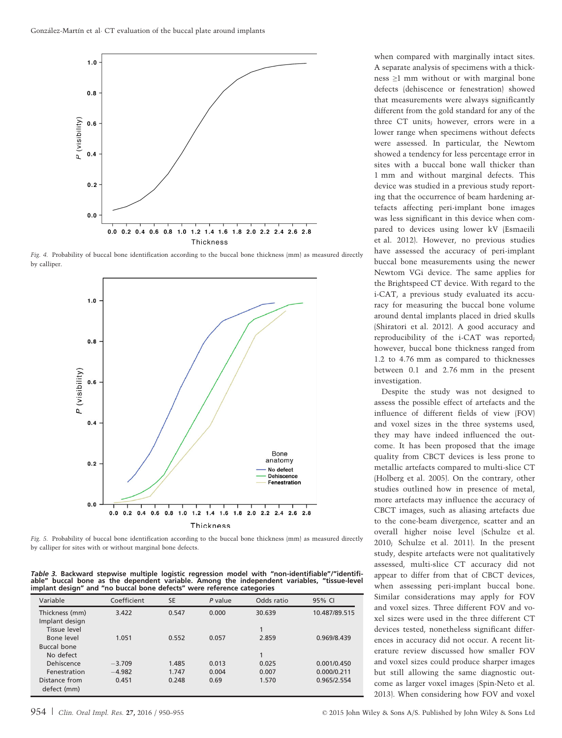Fig. 4. Probability of buccal bone identification according to the buccal bone thickness (mm) as measured directly by calliper.

Fig. 5. Probability of buccal bone identification according to the buccal bone thickness (mm) as measured directly by calliper for sites with or without marginal bone defects.

**Table 3. Backward stepwise multiple logistic regression model with "non-identifiable"/"identifiable" buccal bone as the dependent variable. Among the independent variables, "tissue-level implant design" and "no buccal bone defects" were reference categories**

| Variable | Coefficient | SE | *P* value | Odds ratio | 95% CI |
|---|---|---|---|---|---|
| Thickness (mm) | 3.422 | 0.547 | 0.000 | 30.639 | 10.487/89.515 |
| Implant design | | | | | |
| Tissue level | | | | 1 | |
| Bone level | 1.051 | 0.552 | 0.057 | 2.859 | 0.969/8.439 |
| Buccal bone | | | | | |
| No defect | | | | 1 | |
| Dehiscence | −3.709 | 1.485 | 0.013 | 0.025 | 0.001/0.450 |
| Fenestration | −4.982 | 1.747 | 0.004 | 0.007 | 0.000/0.211 |
| Distance from defect (mm) | 0.451 | 0.248 | 0.69 | 1.570 | 0.965/2.554 |

when compared with marginally intact sites. A separate analysis of specimens with a thickness ≥1 mm without or with marginal bone defects (dehiscence or fenestration) showed that measurements were always significantly different from the gold standard for any of the three CT units; however, errors were in a lower range when specimens without defects were assessed. In particular, the Newtom showed a tendency for less percentage error in sites with a buccal bone wall thicker than 1 mm and without marginal defects. This device was studied in a previous study reporting that the occurrence of beam hardening artefacts affecting peri-implant bone images was less significant in this device when compared to devices using lower kV (Esmaeili et al. 2012). However, no previous studies have assessed the accuracy of peri-implant buccal bone measurements using the newer Newtom VGi device. The same applies for the Brightspeed CT device. With regard to the i-CAT, a previous study evaluated its accuracy for measuring the buccal bone volume around dental implants placed in dried skulls (Shiratori et al. 2012). A good accuracy and reproducibility of the i-CAT was reported; however, buccal bone thickness ranged from 1.2 to 4.76 mm as compared to thicknesses between 0.1 and 2.76 mm in the present investigation.

Despite the study was not designed to assess the possible effect of artefacts and the influence of different fields of view (FOV) and voxel sizes in the three systems used, they may have indeed influenced the outcome. It has been proposed that the image quality from CBCT devices is less prone to metallic artefacts compared to multi-slice CT (Holberg et al. 2005). On the contrary, other studies outlined how in presence of metal, more artefacts may influence the accuracy of CBCT images, such as aliasing artefacts due to the cone-beam divergence, scatter and an overall higher noise level (Schulze et al. 2010; Schulze et al. 2011). In the present study, despite artefacts were not qualitatively assessed, multi-slice CT accuracy did not appear to differ from that of CBCT devices, when assessing peri-implant buccal bone. Similar considerations may apply for FOV and voxel sizes. Three different FOV and voxel sizes were used in the three different CT devices tested, nonetheless significant differences in accuracy did not occur. A recent literature review discussed how smaller FOV and voxel sizes could produce sharper images but still allowing the same diagnostic outcome as larger voxel images (Spin-Neto et al. 2013). When considering how FOV and voxel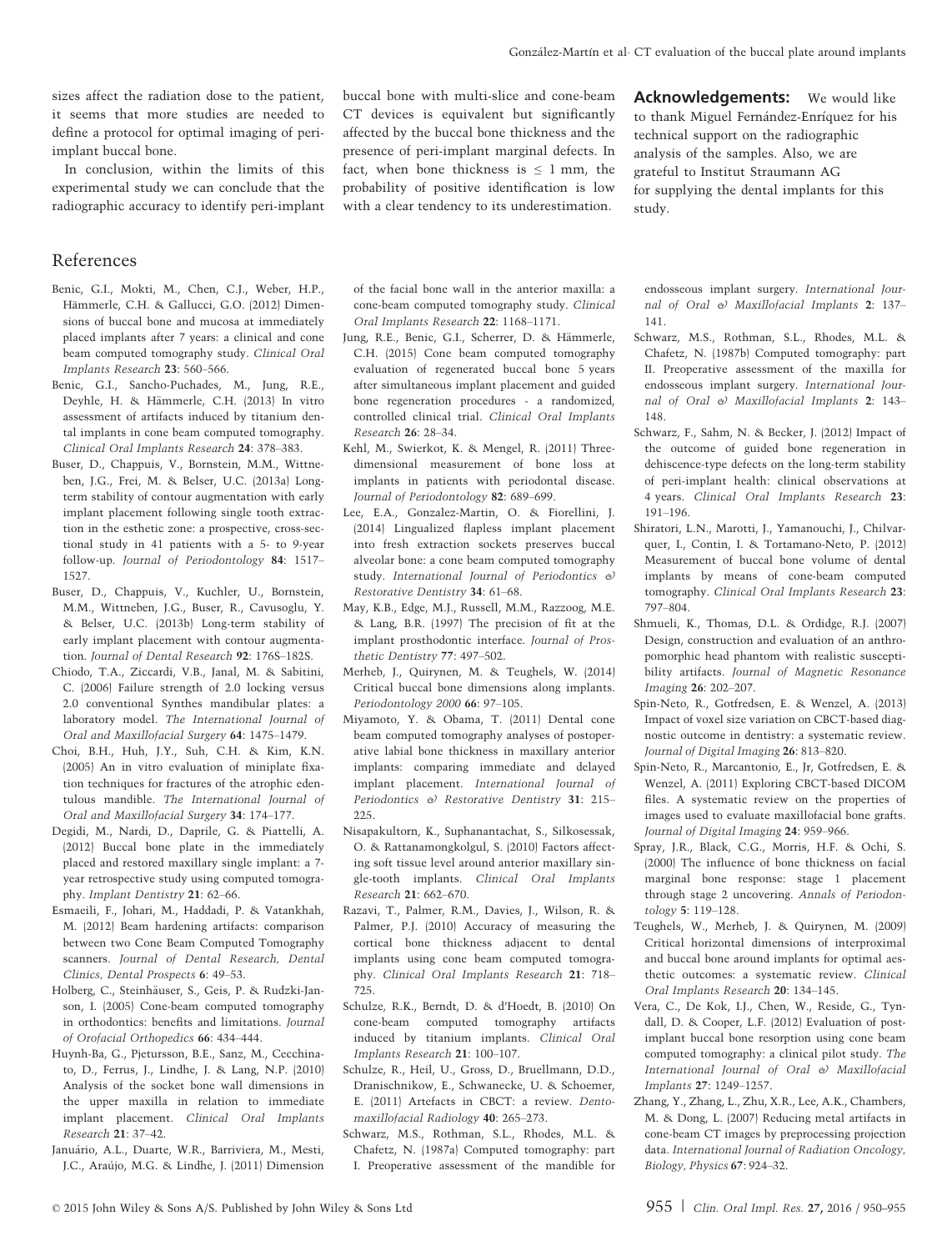sizes affect the radiation dose to the patient, it seems that more studies are needed to define a protocol for optimal imaging of peri-implant buccal bone.

In conclusion, within the limits of this experimental study we can conclude that the radiographic accuracy to identify peri-implant buccal bone with multi-slice and cone-beam CT devices is equivalent but significantly affected by the buccal bone thickness and the presence of peri-implant marginal defects. In fact, when bone thickness is ≤ 1 mm, the probability of positive identification is low with a clear tendency to its underestimation.

**Acknowledgements:** We would like to thank Miguel Fernández-Enríquez for his technical support on the radiographic analysis of the samples. Also, we are grateful to Institut Straumann AG for supplying the dental implants for this study.

## References

Benic, G.I., Mokti, M., Chen, C.J., Weber, H.P., Hämmerle, C.H. & Gallucci, G.O. (2012) Dimensions of buccal bone and mucosa at immediately placed implants after 7 years: a clinical and cone beam computed tomography study. *Clinical Oral Implants Research* **23**: 560–566.

Benic, G.I., Sancho-Puchades, M., Jung, R.E., Deyhle, H. & Hämmerle, C.H. (2013) In vitro assessment of artifacts induced by titanium dental implants in cone beam computed tomography. *Clinical Oral Implants Research* **24**: 378–383.

Buser, D., Chappuis, V., Bornstein, M.M., Wittneben, J.G., Frei, M. & Belser, U.C. (2013a) Long-term stability of contour augmentation with early implant placement following single tooth extraction in the esthetic zone: a prospective, cross-sectional study in 41 patients with a 5- to 9-year follow-up. *Journal of Periodontology* **84**: 1517–1527.

Buser, D., Chappuis, V., Kuchler, U., Bornstein, M.M., Wittneben, J.G., Buser, R., Cavusoglu, Y. & Belser, U.C. (2013b) Long-term stability of early implant placement with contour augmentation. *Journal of Dental Research* **92**: 176S–182S.

Chiodo, T.A., Ziccardi, V.B., Janal, M. & Sabitini, C. (2006) Failure strength of 2.0 locking versus 2.0 conventional Synthes mandibular plates: a laboratory model. *The International Journal of Oral and Maxillofacial Surgery* **64**: 1475–1479.

Choi, B.H., Huh, J.Y., Suh, C.H. & Kim, K.N. (2005) An in vitro evaluation of miniplate fixation techniques for fractures of the atrophic edentulous mandible. *The International Journal of Oral and Maxillofacial Surgery* **34**: 174–177.

Degidi, M., Nardi, D., Daprile, G. & Piattelli, A. (2012) Buccal bone plate in the immediately placed and restored maxillary single implant: a 7-year retrospective study using computed tomography. *Implant Dentistry* **21**: 62–66.

Esmaeili, F., Johari, M., Haddadi, P. & Vatankhah, M. (2012) Beam hardening artifacts: comparison between two Cone Beam Computed Tomography scanners. *Journal of Dental Research, Dental Clinics, Dental Prospects* **6**: 49–53.

Holberg, C., Steinhäuser, S., Geis, P. & Rudzki-Janson, I. (2005) Cone-beam computed tomography in orthodontics: benefits and limitations. *Journal of Orofacial Orthopedics* **66**: 434–444.

Huynh-Ba, G., Pjetursson, B.E., Sanz, M., Cecchinato, D., Ferrus, J., Lindhe, J. & Lang, N.P. (2010) Analysis of the socket bone wall dimensions in the upper maxilla in relation to immediate implant placement. *Clinical Oral Implants Research* **21**: 37–42.

Januário, A.L., Duarte, W.R., Barriviera, M., Mesti, J.C., Araújo, M.G. & Lindhe, J. (2011) Dimension of the facial bone wall in the anterior maxilla: a cone-beam computed tomography study. *Clinical Oral Implants Research* **22**: 1168–1171.

Jung, R.E., Benic, G.I., Scherrer, D. & Hämmerle, C.H. (2015) Cone beam computed tomography evaluation of regenerated buccal bone 5 years after simultaneous implant placement and guided bone regeneration procedures - a randomized, controlled clinical trial. *Clinical Oral Implants Research* **26**: 28–34.

Kehl, M., Swierkot, K. & Mengel, R. (2011) Three-dimensional measurement of bone loss at implants in patients with periodontal disease. *Journal of Periodontology* **82**: 689–699.

Lee, E.A., Gonzalez-Martin, O. & Fiorellini, J. (2014) Lingualized flapless implant placement into fresh extraction sockets preserves buccal alveolar bone: a cone beam computed tomography study. *International Journal of Periodontics & Restorative Dentistry* **34**: 61–68.

May, K.B., Edge, M.J., Russell, M.M., Razzoog, M.E. & Lang, B.R. (1997) The precision of fit at the implant prosthodontic interface. *Journal of Prosthetic Dentistry* **77**: 497–502.

Merheb, J., Quirynen, M. & Teughels, W. (2014) Critical buccal bone dimensions along implants. *Periodontology 2000* **66**: 97–105.

Miyamoto, Y. & Obama, T. (2011) Dental cone beam computed tomography analyses of postoperative labial bone thickness in maxillary anterior implants: comparing immediate and delayed implant placement. *International Journal of Periodontics & Restorative Dentistry* **31**: 215–225.

Nisapakultorn, K., Suphanantachat, S., Silkosessak, O. & Rattanamongkolgul, S. (2010) Factors affecting soft tissue level around anterior maxillary single-tooth implants. *Clinical Oral Implants Research* **21**: 662–670.

Razavi, T., Palmer, R.M., Davies, J., Wilson, R. & Palmer, P.J. (2010) Accuracy of measuring the cortical bone thickness adjacent to dental implants using cone beam computed tomography. *Clinical Oral Implants Research* **21**: 718–725.

Schulze, R.K., Berndt, D. & d'Hoedt, B. (2010) On cone-beam computed tomography artifacts induced by titanium implants. *Clinical Oral Implants Research* **21**: 100–107.

Schulze, R., Heil, U., Gross, D., Bruellmann, D.D., Dranischnikow, E., Schwanecke, U. & Schoemer, E. (2011) Artefacts in CBCT: a review. *Dentomaxillofacial Radiology* **40**: 265–273.

Schwarz, M.S., Rothman, S.L., Rhodes, M.L. & Chafetz, N. (1987a) Computed tomography: part I. Preoperative assessment of the mandible for endosseous implant surgery. *International Journal of Oral & Maxillofacial Implants* **2**: 137–141.

Schwarz, M.S., Rothman, S.L., Rhodes, M.L. & Chafetz, N. (1987b) Computed tomography: part II. Preoperative assessment of the maxilla for endosseous implant surgery. *International Journal of Oral & Maxillofacial Implants* **2**: 143–148.

Schwarz, F., Sahm, N. & Becker, J. (2012) Impact of the outcome of guided bone regeneration in dehiscence-type defects on the long-term stability of peri-implant health: clinical observations at 4 years. *Clinical Oral Implants Research* **23**: 191–196.

Shiratori, L.N., Marotti, J., Yamanouchi, J., Chilvarquer, I., Contin, I. & Tortamano-Neto, P. (2012) Measurement of buccal bone volume of dental implants by means of cone-beam computed tomography. *Clinical Oral Implants Research* **23**: 797–804.

Shmueli, K., Thomas, D.L. & Ordidge, R.J. (2007) Design, construction and evaluation of an anthropomorphic head phantom with realistic susceptibility artifacts. *Journal of Magnetic Resonance Imaging* **26**: 202–207.

Spin-Neto, R., Gotfredsen, E. & Wenzel, A. (2013) Impact of voxel size variation on CBCT-based diagnostic outcome in dentistry: a systematic review. *Journal of Digital Imaging* **26**: 813–820.

Spin-Neto, R., Marcantonio, E., Jr, Gotfredsen, E. & Wenzel, A. (2011) Exploring CBCT-based DICOM files. A systematic review on the properties of images used to evaluate maxillofacial bone grafts. *Journal of Digital Imaging* **24**: 959–966.

Spray, J.R., Black, C.G., Morris, H.F. & Ochi, S. (2000) The influence of bone thickness on facial marginal bone response: stage 1 placement through stage 2 uncovering. *Annals of Periodontology* **5**: 119–128.

Teughels, W., Merheb, J. & Quirynen, M. (2009) Critical horizontal dimensions of interproximal and buccal bone around implants for optimal aesthetic outcomes: a systematic review. *Clinical Oral Implants Research* **20**: 134–145.

Vera, C., De Kok, I.J., Chen, W., Reside, G., Tyndall, D. & Cooper, L.F. (2012) Evaluation of post-implant buccal bone resorption using cone beam computed tomography: a clinical pilot study. *The International Journal of Oral & Maxillofacial Implants* **27**: 1249–1257.

Zhang, Y., Zhang, L., Zhu, X.R., Lee, A.K., Chambers, M. & Dong, L. (2007) Reducing metal artifacts in cone-beam CT images by preprocessing projection data. *International Journal of Radiation Oncology, Biology, Physics* **67**: 924–32.